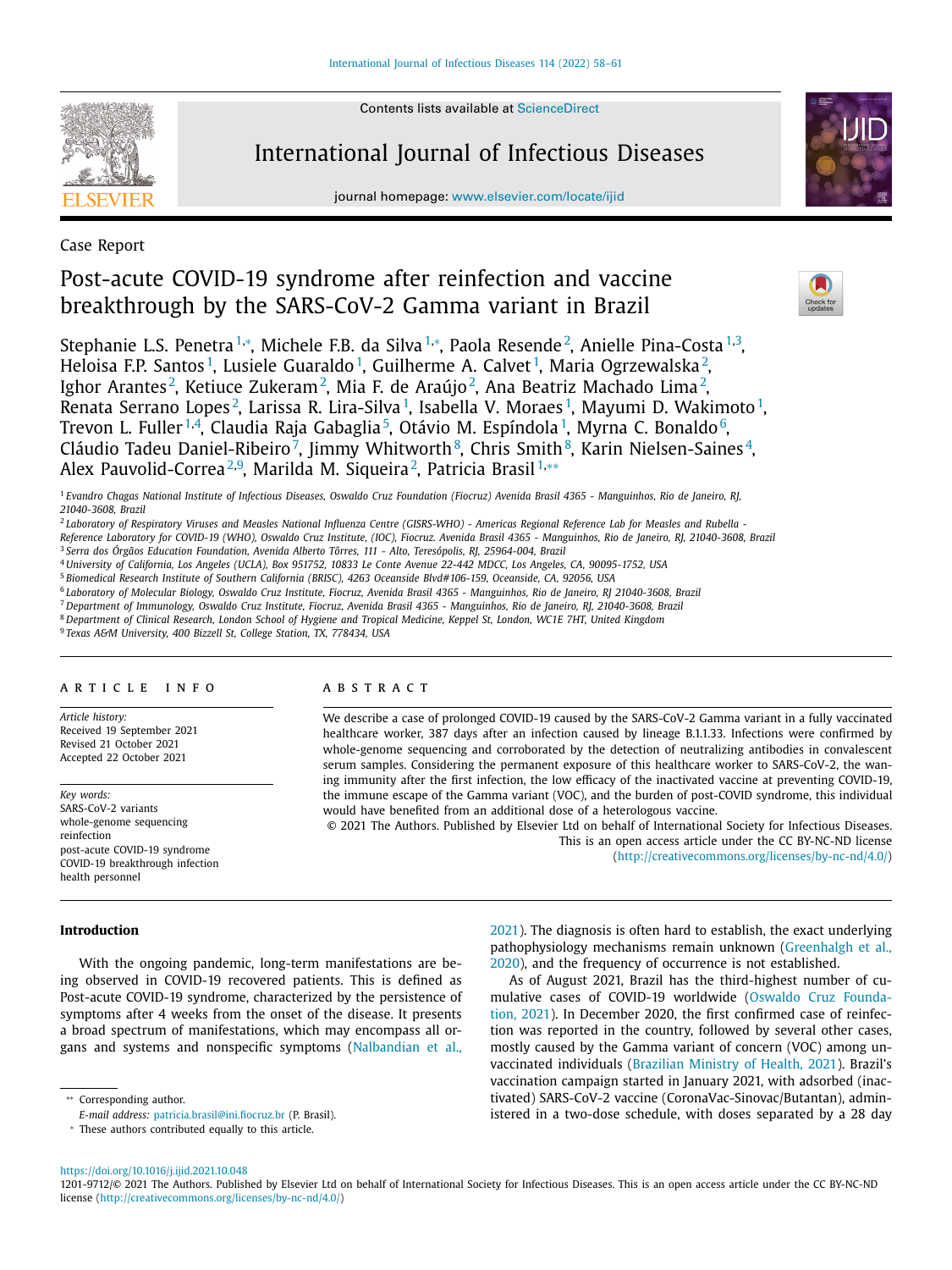Case Report

# Post-acute COVID-19 syndrome after reinfection and vaccine breakthrough by the SARS-CoV-2 Gamma variant in Brazil

Stephanie L.S. Penetra[1,*], Michele F.B. da Silva[1,*], Paola Resende[2], Anielle Pina-Costa[1,3], Heloisa F.P. Santos[1], Lusiele Guaraldo[1], Guilherme A. Calvet[1], Maria Ogrzewalska[2], Ighor Arantes[2], Ketiuce Zukeram[2], Mia F. de Araújo[2], Ana Beatriz Machado Lima[2], Renata Serrano Lopes[2], Larissa R. Lira-Silva[1], Isabella V. Moraes[1], Mayumi D. Wakimoto[1], Trevon L. Fuller[1,4], Claudia Raja Gabaglia[5], Otávio M. Espíndola[1], Myrna C. Bonaldo[6], Cláudio Tadeu Daniel-Ribeiro[7], Jimmy Whitworth[8], Chris Smith[8], Karin Nielsen-Saines[4], Alex Pauvolid-Correa[2,9], Marilda M. Siqueira[2], Patricia Brasil[1,**]

[1] *Evandro Chagas National Institute of Infectious Diseases, Oswaldo Cruz Foundation (Fiocruz) Avenida Brasil 4365 - Manguinhos, Rio de Janeiro, RJ, 21040-3608, Brazil*

[2] *Laboratory of Respiratory Viruses and Measles National Influenza Centre (GISRS-WHO) - Americas Regional Reference Lab for Measles and Rubella - Reference Laboratory for COVID-19 (WHO), Oswaldo Cruz Institute, (IOC), Fiocruz. Avenida Brasil 4365 - Manguinhos, Rio de Janeiro, RJ, 21040-3608, Brazil*

[3] *Serra dos Órgãos Education Foundation, Avenida Alberto Tôrres, 111 - Alto, Teresópolis, RJ, 25964-004, Brazil*

[4] *University of California, Los Angeles (UCLA), Box 951752, 10833 Le Conte Avenue 22-442 MDCC, Los Angeles, CA, 90095-1752, USA*

[5] *Biomedical Research Institute of Southern California (BRISC), 4263 Oceanside Blvd#106-159, Oceanside, CA, 92056, USA*

[6] *Laboratory of Molecular Biology, Oswaldo Cruz Institute, Fiocruz, Avenida Brasil 4365 - Manguinhos, Rio de Janeiro, RJ 21040-3608, Brazil*

[7] *Department of Immunology, Oswaldo Cruz Institute, Fiocruz, Avenida Brasil 4365 - Manguinhos, Rio de Janeiro, RJ, 21040-3608, Brazil*

[8] *Department of Clinical Research, London School of Hygiene and Tropical Medicine, Keppel St, London, WC1E 7HT, United Kingdom*

[9] *Texas A&M University, 400 Bizzell St, College Station, TX, 778434, USA*

## ARTICLE INFO

*Article history:*
Received 19 September 2021
Revised 21 October 2021
Accepted 22 October 2021

*Key words:*
SARS-CoV-2 variants
whole-genome sequencing
reinfection
post-acute COVID-19 syndrome
COVID-19 breakthrough infection
health personnel

## ABSTRACT

We describe a case of prolonged COVID-19 caused by the SARS-CoV-2 Gamma variant in a fully vaccinated healthcare worker, 387 days after an infection caused by lineage B.1.1.33. Infections were confirmed by whole-genome sequencing and corroborated by the detection of neutralizing antibodies in convalescent serum samples. Considering the permanent exposure of this healthcare worker to SARS-CoV-2, the waning immunity after the first infection, the low efficacy of the inactivated vaccine at preventing COVID-19, the immune escape of the Gamma variant (VOC), and the burden of post-COVID syndrome, this individual would have benefited from an additional dose of a heterologous vaccine.

© 2021 The Authors. Published by Elsevier Ltd on behalf of International Society for Infectious Diseases. This is an open access article under the CC BY-NC-ND license (http://creativecommons.org/licenses/by-nc-nd/4.0/)

### Introduction

With the ongoing pandemic, long-term manifestations are being observed in COVID-19 recovered patients. This is defined as Post-acute COVID-19 syndrome, characterized by the persistence of symptoms after 4 weeks from the onset of the disease. It presents a broad spectrum of manifestations, which may encompass all organs and systems and nonspecific symptoms (Nalbandian et al., 2021). The diagnosis is often hard to establish, the exact underlying pathophysiology mechanisms remain unknown (Greenhalgh et al., 2020), and the frequency of occurrence is not established.

As of August 2021, Brazil has the third-highest number of cumulative cases of COVID-19 worldwide (Oswaldo Cruz Foundation, 2021). In December 2020, the first confirmed case of reinfection was reported in the country, followed by several other cases, mostly caused by the Gamma variant of concern (VOC) among unvaccinated individuals (Brazilian Ministry of Health, 2021). Brazil's vaccination campaign started in January 2021, with adsorbed (inactivated) SARS-CoV-2 vaccine (CoronaVac-Sinovac/Butantan), administered in a two-dose schedule, with doses separated by a 28 day

** Corresponding author.
*E-mail address:* patricia.brasil@ini.fiocruz.br (P. Brasil).
* These authors contributed equally to this article.

https://doi.org/10.1016/j.ijid.2021.10.048
1201-9712/© 2021 The Authors. Published by Elsevier Ltd on behalf of International Society for Infectious Diseases. This is an open access article under the CC BY-NC-ND license (http://creativecommons.org/licenses/by-nc-nd/4.0/)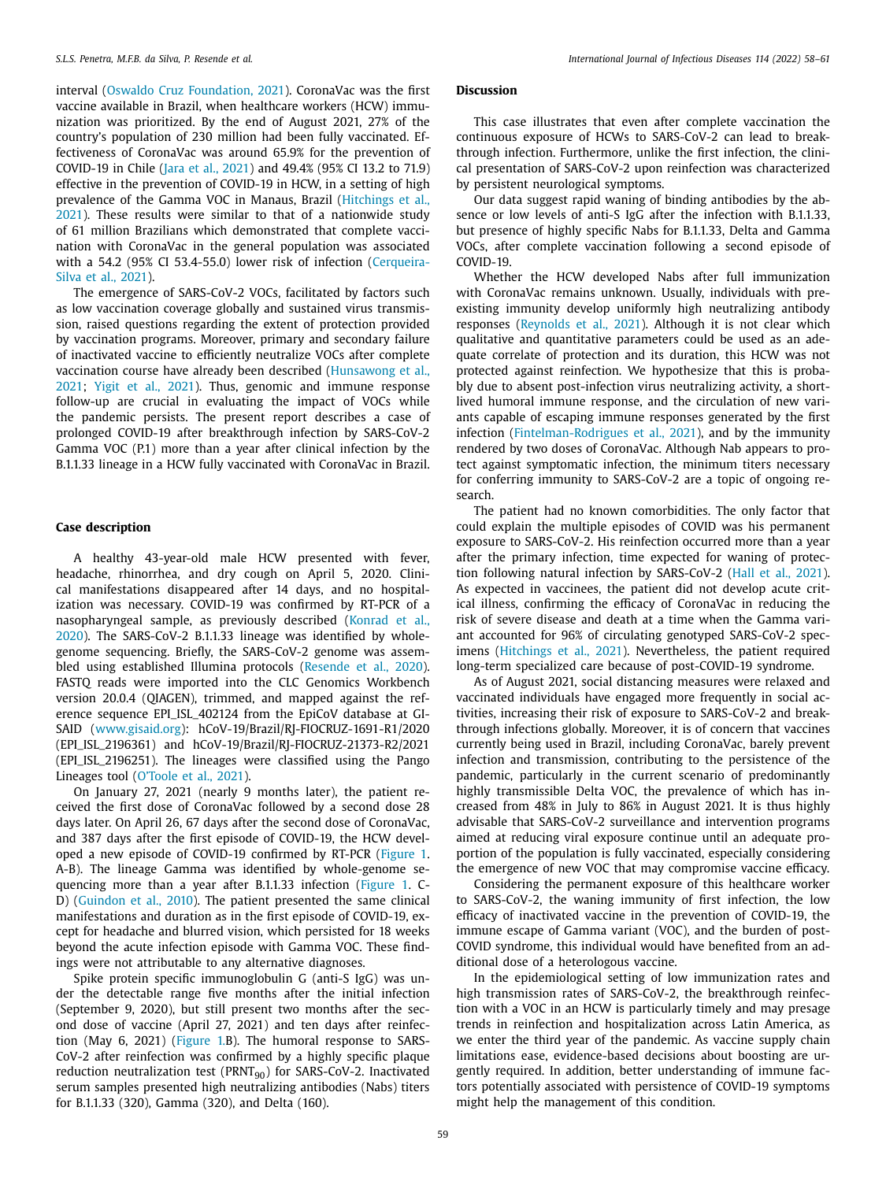interval (Oswaldo Cruz Foundation, 2021). CoronaVac was the first vaccine available in Brazil, when healthcare workers (HCW) immunization was prioritized. By the end of August 2021, 27% of the country's population of 230 million had been fully vaccinated. Effectiveness of CoronaVac was around 65.9% for the prevention of COVID-19 in Chile (Jara et al., 2021) and 49.4% (95% CI 13.2 to 71.9) effective in the prevention of COVID-19 in HCW, in a setting of high prevalence of the Gamma VOC in Manaus, Brazil (Hitchings et al., 2021). These results were similar to that of a nationwide study of 61 million Brazilians which demonstrated that complete vaccination with CoronaVac in the general population was associated with a 54.2 (95% CI 53.4-55.0) lower risk of infection (Cerqueira-Silva et al., 2021).

The emergence of SARS-CoV-2 VOCs, facilitated by factors such as low vaccination coverage globally and sustained virus transmission, raised questions regarding the extent of protection provided by vaccination programs. Moreover, primary and secondary failure of inactivated vaccine to efficiently neutralize VOCs after complete vaccination course have already been described (Hunsawong et al., 2021; Yigit et al., 2021). Thus, genomic and immune response follow-up are crucial in evaluating the impact of VOCs while the pandemic persists. The present report describes a case of prolonged COVID-19 after breakthrough infection by SARS-CoV-2 Gamma VOC (P.1) more than a year after clinical infection by the B.1.1.33 lineage in a HCW fully vaccinated with CoronaVac in Brazil.

## Case description

A healthy 43-year-old male HCW presented with fever, headache, rhinorrhea, and dry cough on April 5, 2020. Clinical manifestations disappeared after 14 days, and no hospitalization was necessary. COVID-19 was confirmed by RT-PCR of a nasopharyngeal sample, as previously described (Konrad et al., 2020). The SARS-CoV-2 B.1.1.33 lineage was identified by whole-genome sequencing. Briefly, the SARS-CoV-2 genome was assembled using established Illumina protocols (Resende et al., 2020). FASTQ reads were imported into the CLC Genomics Workbench version 20.0.4 (QIAGEN), trimmed, and mapped against the reference sequence EPI_ISL_402124 from the EpiCoV database at GISAID (www.gisaid.org): hCoV-19/Brazil/RJ-FIOCRUZ-1691-R1/2020 (EPI_ISL_2196361) and hCoV-19/Brazil/RJ-FIOCRUZ-21373-R2/2021 (EPI_ISL_2196251). The lineages were classified using the Pango Lineages tool (O'Toole et al., 2021).

On January 27, 2021 (nearly 9 months later), the patient received the first dose of CoronaVac followed by a second dose 28 days later. On April 26, 67 days after the second dose of CoronaVac, and 387 days after the first episode of COVID-19, the HCW developed a new episode of COVID-19 confirmed by RT-PCR (Figure 1. A-B). The lineage Gamma was identified by whole-genome sequencing more than a year after B.1.1.33 infection (Figure 1. C-D) (Guindon et al., 2010). The patient presented the same clinical manifestations and duration as in the first episode of COVID-19, except for headache and blurred vision, which persisted for 18 weeks beyond the acute infection episode with Gamma VOC. These findings were not attributable to any alternative diagnoses.

Spike protein specific immunoglobulin G (anti-S IgG) was under the detectable range five months after the initial infection (September 9, 2020), but still present two months after the second dose of vaccine (April 27, 2021) and ten days after reinfection (May 6, 2021) (Figure 1.B). The humoral response to SARS-CoV-2 after reinfection was confirmed by a highly specific plaque reduction neutralization test ($PRNT_{90}$) for SARS-CoV-2. Inactivated serum samples presented high neutralizing antibodies (Nabs) titers for B.1.1.33 (320), Gamma (320), and Delta (160).

## Discussion

This case illustrates that even after complete vaccination the continuous exposure of HCWs to SARS-CoV-2 can lead to breakthrough infection. Furthermore, unlike the first infection, the clinical presentation of SARS-CoV-2 upon reinfection was characterized by persistent neurological symptoms.

Our data suggest rapid waning of binding antibodies by the absence or low levels of anti-S IgG after the infection with B.1.1.33, but presence of highly specific Nabs for B.1.1.33, Delta and Gamma VOCs, after complete vaccination following a second episode of COVID-19.

Whether the HCW developed Nabs after full immunization with CoronaVac remains unknown. Usually, individuals with preexisting immunity develop uniformly high neutralizing antibody responses (Reynolds et al., 2021). Although it is not clear which qualitative and quantitative parameters could be used as an adequate correlate of protection and its duration, this HCW was not protected against reinfection. We hypothesize that this is probably due to absent post-infection virus neutralizing activity, a short-lived humoral immune response, and the circulation of new variants capable of escaping immune responses generated by the first infection (Fintelman-Rodrigues et al., 2021), and by the immunity rendered by two doses of CoronaVac. Although Nab appears to protect against symptomatic infection, the minimum titers necessary for conferring immunity to SARS-CoV-2 are a topic of ongoing research.

The patient had no known comorbidities. The only factor that could explain the multiple episodes of COVID was his permanent exposure to SARS-CoV-2. His reinfection occurred more than a year after the primary infection, time expected for waning of protection following natural infection by SARS-CoV-2 (Hall et al., 2021). As expected in vaccinees, the patient did not develop acute critical illness, confirming the efficacy of CoronaVac in reducing the risk of severe disease and death at a time when the Gamma variant accounted for 96% of circulating genotyped SARS-CoV-2 specimens (Hitchings et al., 2021). Nevertheless, the patient required long-term specialized care because of post-COVID-19 syndrome.

As of August 2021, social distancing measures were relaxed and vaccinated individuals have engaged more frequently in social activities, increasing their risk of exposure to SARS-CoV-2 and breakthrough infections globally. Moreover, it is of concern that vaccines currently being used in Brazil, including CoronaVac, barely prevent infection and transmission, contributing to the persistence of the pandemic, particularly in the current scenario of predominantly highly transmissible Delta VOC, the prevalence of which has increased from 48% in July to 86% in August 2021. It is thus highly advisable that SARS-CoV-2 surveillance and intervention programs aimed at reducing viral exposure continue until an adequate proportion of the population is fully vaccinated, especially considering the emergence of new VOC that may compromise vaccine efficacy.

Considering the permanent exposure of this healthcare worker to SARS-CoV-2, the waning immunity of first infection, the low efficacy of inactivated vaccine in the prevention of COVID-19, the immune escape of Gamma variant (VOC), and the burden of post-COVID syndrome, this individual would have benefited from an additional dose of a heterologous vaccine.

In the epidemiological setting of low immunization rates and high transmission rates of SARS-CoV-2, the breakthrough reinfection with a VOC in an HCW is particularly timely and may presage trends in reinfection and hospitalization across Latin America, as we enter the third year of the pandemic. As vaccine supply chain limitations ease, evidence-based decisions about boosting are urgently required. In addition, better understanding of immune factors potentially associated with persistence of COVID-19 symptoms might help the management of this condition.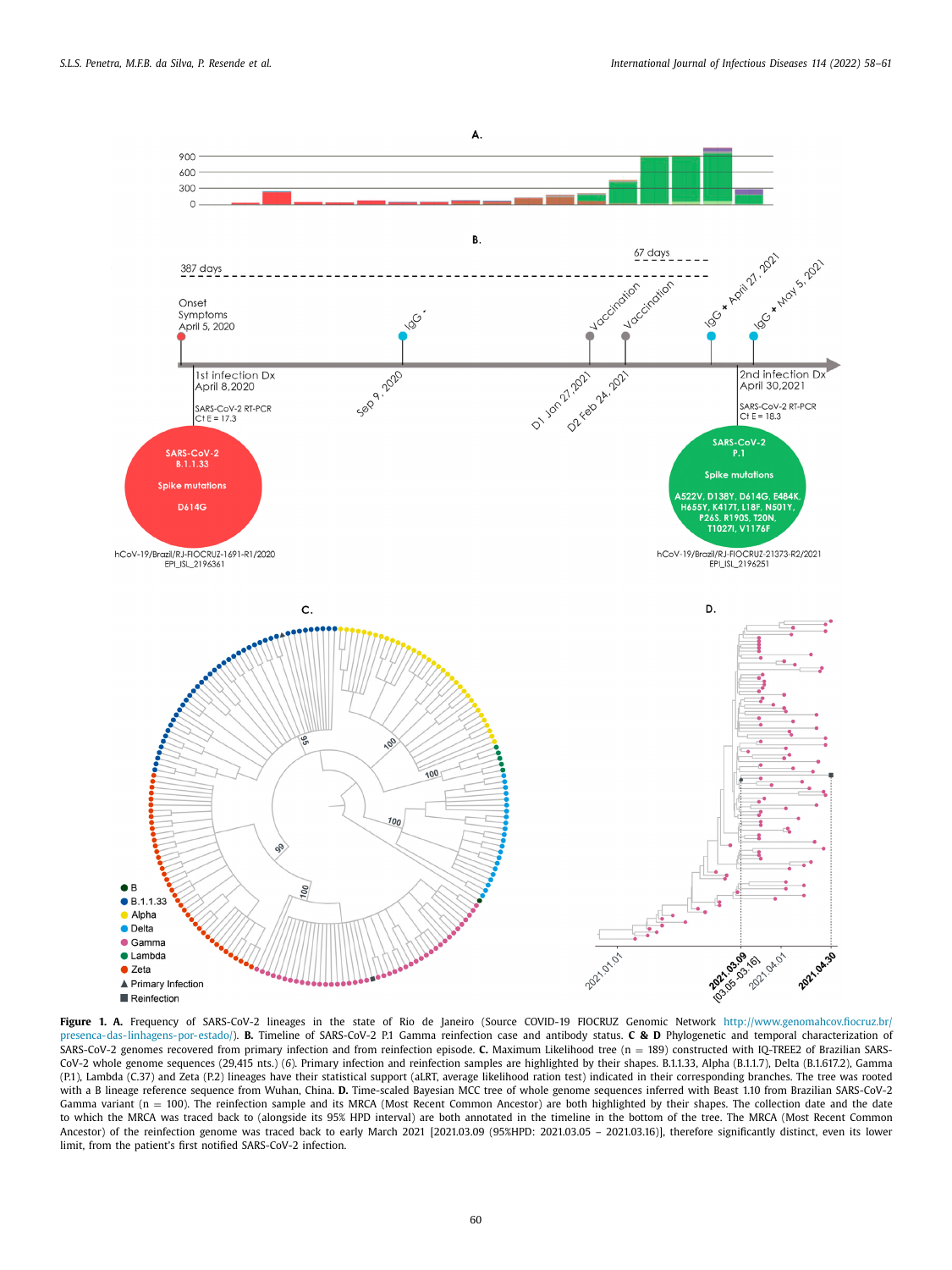A.

900
600
300
0

B.

67 days

387 days

Onset
Symptoms
April 5, 2020

IgG -

Vaccination

Vaccination

IgG + April 27, 2021

IgG + May 5, 2021

1st infection Dx
April 8,2020

SARS-CoV-2 RT-PCR
Ct E = 17.3

Sep 9, 2020

D1 Jan 27,2021

D2 Feb 24, 2021

2nd infection Dx
April 30,2021

SARS-CoV-2 RT-PCR
Ct E = 18.3

SARS-CoV-2
B.1.1.33

Spike mutations

D614G

hCoV-19/Brazil/RJ-FIOCRUZ-1691-R1/2020
EPI_ISL_2196361

SARS-CoV-2
P.1

Spike mutations

A522V, D138Y, D614G, E484K, H655Y, K417T, L18F, N501Y, P26S, R190S, T20N, T1027I, V1176F

hCoV-19/Brazil/RJ-FIOCRUZ-21373-R2/2021
EPI_ISL_2196251

C.

95
100
100
100
99
100

B
B.1.1.33
Alpha
Delta
Gamma
Lambda
Zeta
Primary Infection
Reinfection

D.

2021.01.01
2021.03.09
[03.05-03.16]
2021.04.01
2021.04.30

**Figure 1. A.** Frequency of SARS-CoV-2 lineages in the state of Rio de Janeiro (Source COVID-19 FIOCRUZ Genomic Network http://www.genomahcov.fiocruz.br/presenca-das-linhagens-por-estado/). **B.** Timeline of SARS-CoV-2 P.1 Gamma reinfection case and antibody status. **C & D** Phylogenetic and temporal characterization of SARS-CoV-2 genomes recovered from primary infection and from reinfection episode. **C.** Maximum Likelihood tree (n = 189) constructed with IQ-TREE2 of Brazilian SARS-CoV-2 whole genome sequences (29,415 nts.) (6). Primary infection and reinfection samples are highlighted by their shapes. B.1.1.33, Alpha (B.1.1.7), Delta (B.1.617.2), Gamma (P.1), Lambda (C.37) and Zeta (P.2) lineages have their statistical support (aLRT, average likelihood ration test) indicated in their corresponding branches. The tree was rooted with a B lineage reference sequence from Wuhan, China. **D.** Time-scaled Bayesian MCC tree of whole genome sequences inferred with Beast 1.10 from Brazilian SARS-CoV-2 Gamma variant (n = 100). The reinfection sample and its MRCA (Most Recent Common Ancestor) are both highlighted by their shapes. The collection date and the date to which the MRCA was traced back to (alongside its 95% HPD interval) are both annotated in the timeline in the bottom of the tree. The MRCA (Most Recent Common Ancestor) of the reinfection genome was traced back to early March 2021 [2021.03.09 (95%HPD: 2021.03.05 – 2021.03.16)], therefore significantly distinct, even its lower limit, from the patient's first notified SARS-CoV-2 infection.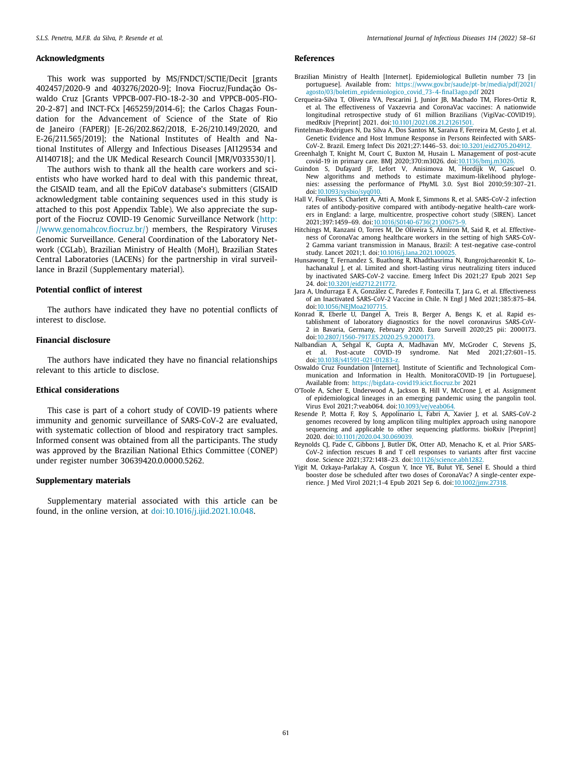## Acknowledgments

This work was supported by MS/FNDCT/SCTIE/Decit [grants 402457/2020-9 and 403276/2020-9]; Inova Fiocruz/Fundação Oswaldo Cruz [Grants VPPCB-007-FIO-18-2-30 and VPPCB-005-FIO-20-2-87] and INCT-FCx [465259/2014-6]; the Carlos Chagas Foundation for the Advancement of Science of the State of Rio de Janeiro (FAPERJ) [E-26/202.862/2018, E-26/210.149/2020, and E-26/211.565/2019]; the National Institutes of Health and National Institutes of Allergy and Infectious Diseases [AI129534 and AI140718]; and the UK Medical Research Council [MR/V033530/1].

The authors wish to thank all the health care workers and scientists who have worked hard to deal with this pandemic threat, the GISAID team, and all the EpiCoV database's submitters (GISAID acknowledgment table containing sequences used in this study is attached to this post Appendix Table). We also appreciate the support of the Fiocruz COVID-19 Genomic Surveillance Network (http://www.genomahcov.fiocruz.br/) members, the Respiratory Viruses Genomic Surveillance. General Coordination of the Laboratory Network (CGLab), Brazilian Ministry of Health (MoH), Brazilian States Central Laboratories (LACENs) for the partnership in viral surveillance in Brazil (Supplementary material).

## Potential conflict of interest

The authors have indicated they have no potential conflicts of interest to disclose.

## Financial disclosure

The authors have indicated they have no financial relationships relevant to this article to disclose.

## Ethical considerations

This case is part of a cohort study of COVID-19 patients where immunity and genomic surveillance of SARS-CoV-2 are evaluated, with systematic collection of blood and respiratory tract samples. Informed consent was obtained from all the participants. The study was approved by the Brazilian National Ethics Committee (CONEP) under register number 30639420.0.0000.5262.

## Supplementary materials

Supplementary material associated with this article can be found, in the online version, at doi:10.1016/j.ijid.2021.10.048.

## References

Brazilian Ministry of Health [Internet]. Epidemiological Bulletin number 73 [in portuguese]. Available from: https://www.gov.br/saude/pt-br/media/pdf/2021/agosto/03/boletim_epidemiologico_covid_73-4-final3ago.pdf 2021

Cerqueira-Silva T, Oliveira VA, Pescarini J, Junior JB, Machado TM, Flores-Ortiz R, et al. The effectiveness of Vaxzevria and CoronaVac vaccines: A nationwide longitudinal retrospective study of 61 million Brazilians (VigiVac-COVID19). medRxiv [Preprint] 2021. doi:10.1101/2021.08.21.21261501.

Fintelman-Rodrigues N, Da Silva A, Dos Santos M, Saraiva F, Ferreira M, Gesto J, et al. Genetic Evidence and Host Immune Response in Persons Reinfected with SARS-CoV-2. Brazil. Emerg Infect Dis 2021;27:1446–53. doi:10.3201/eid2705.204912.

Greenhalgh T, Knight M, Court C, Buxton M, Husain L. Management of post-acute covid-19 in primary care. BMJ 2020;370:m3026. doi:10.1136/bmj.m3026.

Guindon S, Dufayard JF, Lefort V, Anisimova M, Hordijk W, Gascuel O. New algorithms and methods to estimate maximum-likelihood phylogenies: assessing the performance of PhyML 3.0. Syst Biol 2010;59:307–21. doi:10.1093/sysbio/syq010.

Hall V, Foulkes S, Charlett A, Atti A, Monk E, Simmons R, et al. SARS-CoV-2 infection rates of antibody-positive compared with antibody-negative health-care workers in England: a large, multicentre, prospective cohort study (SIREN). Lancet 2021;397:1459–69. doi:10.1016/S0140-6736(21)00675-9.

Hitchings M, Ranzani O, Torres M, De Oliveira S, Almiron M, Said R, et al. Effectiveness of CoronaVac among healthcare workers in the setting of high SARS-CoV-2 Gamma variant transmission in Manaus, Brazil: A test-negative case-control study. Lancet 2021;1. doi:10.1016/j.lana.2021.100025.

Hunsawong T, Fernandez S, Buathong R, Khadthasrima N, Rungrojchareonkit K, Lohachanakul J, et al. Limited and short-lasting virus neutralizing titers induced by inactivated SARS-CoV-2 vaccine. Emerg Infect Dis 2021;27 Epub 2021 Sep 24. doi:10.3201/eid2712.211772.

Jara A, Undurraga E A, González C, Paredes F, Fontecilla T, Jara G, et al. Effectiveness of an Inactivated SARS-CoV-2 Vaccine in Chile. N Engl J Med 2021;385:875–84. doi:10.1056/NEJMoa2107715.

Konrad R, Eberle U, Dangel A, Treis B, Berger A, Bengs K, et al. Rapid establishment of laboratory diagnostics for the novel coronavirus SARS-CoV-2 in Bavaria, Germany, February 2020. Euro Surveill 2020;25 pii: 2000173. doi:10.2807/1560-7917.ES.2020.25.9.2000173.

Nalbandian A, Sehgal K, Gupta A, Madhavan MV, McGroder C, Stevens JS, et al. Post-acute COVID-19 syndrome. Nat Med 2021;27:601–15. doi:10.1038/s41591-021-01283-z.

Oswaldo Cruz Foundation [Internet]. Institute of Scientific and Technological Communication and Information in Health. MonitoraCOVID-19 [in Portuguese]. Available from: https://bigdata-covid19.icict.fiocruz.br 2021

O'Toole A, Scher E, Underwood A, Jackson B, Hill V, McCrone J, et al. Assignment of epidemiological lineages in an emerging pandemic using the pangolin tool. Virus Evol 2021;7:veab064. doi:10.1093/ve/veab064.

Resende P, Motta F, Roy S, Appolinario L, Fabri A, Xavier J, et al. SARS-CoV-2 genomes recovered by long amplicon tiling multiplex approach using nanopore sequencing and applicable to other sequencing platforms. bioRxiv [Preprint] 2020. doi:10.1101/2020.04.30.069039.

Reynolds CJ, Pade C, Gibbons J, Butler DK, Otter AD, Menacho K, et al. Prior SARS-CoV-2 infection rescues B and T cell responses to variants after first vaccine dose. Science 2021;372:1418–23. doi:10.1126/science.abh1282.

Yigit M, Ozkaya-Parlakay A, Cosgun Y, Ince YE, Bulut YE, Senel E. Should a third booster dose be scheduled after two doses of CoronaVac? A single-center experience. J Med Virol 2021;1-4 Epub 2021 Sep 6. doi:10.1002/jmv.27318.